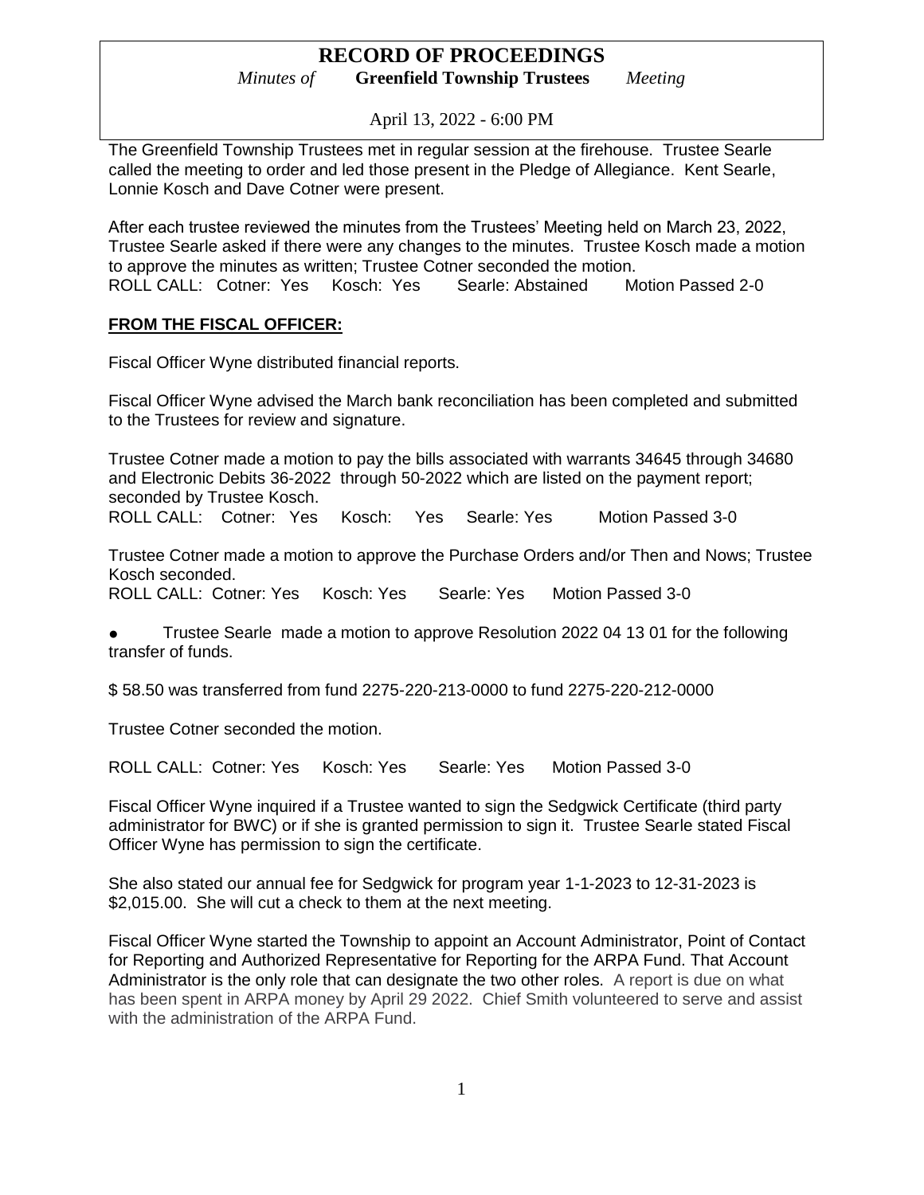# RECORD OF PROCEEDINGS

*Minutes of* **Greenfield Township Trustees** *Meeting*

April 13, 2022 - 6:00 PM

The Greenfield Township Trustees met in regular session at the firehouse. Trustee Searle called the meeting to order and led those present in the Pledge of Allegiance. Kent Searle, Lonnie Kosch and Dave Cotner were present.

After each trustee reviewed the minutes from the Trustees' Meeting held on March 23, 2022, Trustee Searle asked if there were any changes to the minutes. Trustee Kosch made a motion to approve the minutes as written; Trustee Cotner seconded the motion.
ROLL CALL: Cotner: Yes Kosch: Yes Searle: Abstained Motion Passed 2-0

**FROM THE FISCAL OFFICER:**

Fiscal Officer Wyne distributed financial reports.

Fiscal Officer Wyne advised the March bank reconciliation has been completed and submitted to the Trustees for review and signature.

Trustee Cotner made a motion to pay the bills associated with warrants 34645 through 34680 and Electronic Debits 36-2022 through 50-2022 which are listed on the payment report; seconded by Trustee Kosch.
ROLL CALL: Cotner: Yes Kosch: Yes Searle: Yes Motion Passed 3-0

Trustee Cotner made a motion to approve the Purchase Orders and/or Then and Nows; Trustee Kosch seconded.
ROLL CALL: Cotner: Yes Kosch: Yes Searle: Yes Motion Passed 3-0

- Trustee Searle made a motion to approve Resolution 2022 04 13 01 for the following transfer of funds.

$ 58.50 was transferred from fund 2275-220-213-0000 to fund 2275-220-212-0000

Trustee Cotner seconded the motion.

ROLL CALL: Cotner: Yes Kosch: Yes Searle: Yes Motion Passed 3-0

Fiscal Officer Wyne inquired if a Trustee wanted to sign the Sedgwick Certificate (third party administrator for BWC) or if she is granted permission to sign it. Trustee Searle stated Fiscal Officer Wyne has permission to sign the certificate.

She also stated our annual fee for Sedgwick for program year 1-1-2023 to 12-31-2023 is $2,015.00. She will cut a check to them at the next meeting.

Fiscal Officer Wyne started the Township to appoint an Account Administrator, Point of Contact for Reporting and Authorized Representative for Reporting for the ARPA Fund. That Account Administrator is the only role that can designate the two other roles. A report is due on what has been spent in ARPA money by April 29 2022. Chief Smith volunteered to serve and assist with the administration of the ARPA Fund.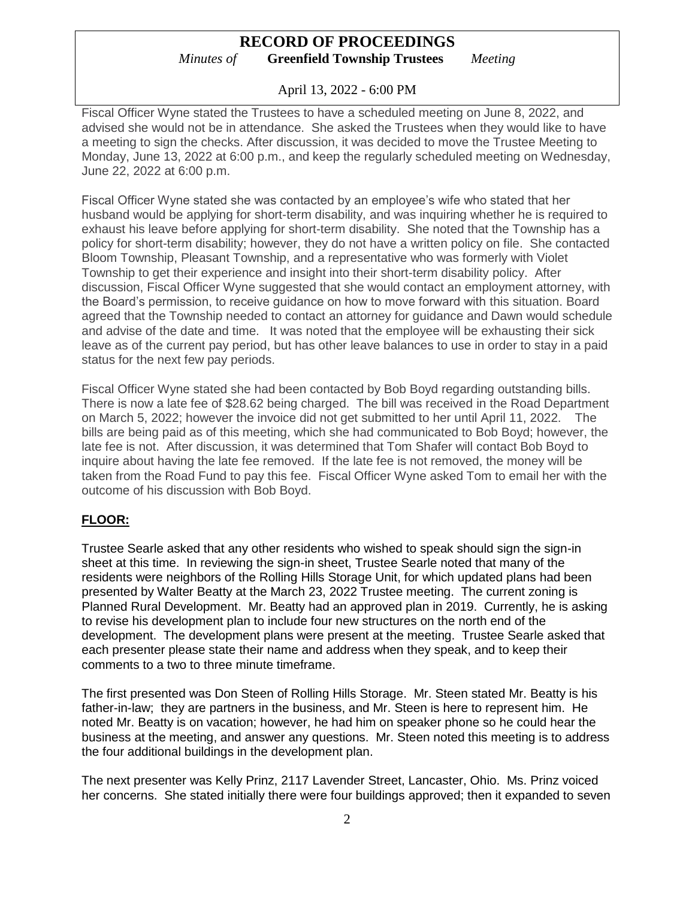Fiscal Officer Wyne stated the Trustees to have a scheduled meeting on June 8, 2022, and advised she would not be in attendance. She asked the Trustees when they would like to have a meeting to sign the checks. After discussion, it was decided to move the Trustee Meeting to Monday, June 13, 2022 at 6:00 p.m., and keep the regularly scheduled meeting on Wednesday, June 22, 2022 at 6:00 p.m.

Fiscal Officer Wyne stated she was contacted by an employee's wife who stated that her husband would be applying for short-term disability, and was inquiring whether he is required to exhaust his leave before applying for short-term disability. She noted that the Township has a policy for short-term disability; however, they do not have a written policy on file. She contacted Bloom Township, Pleasant Township, and a representative who was formerly with Violet Township to get their experience and insight into their short-term disability policy. After discussion, Fiscal Officer Wyne suggested that she would contact an employment attorney, with the Board's permission, to receive guidance on how to move forward with this situation. Board agreed that the Township needed to contact an attorney for guidance and Dawn would schedule and advise of the date and time. It was noted that the employee will be exhausting their sick leave as of the current pay period, but has other leave balances to use in order to stay in a paid status for the next few pay periods.

Fiscal Officer Wyne stated she had been contacted by Bob Boyd regarding outstanding bills. There is now a late fee of $28.62 being charged. The bill was received in the Road Department on March 5, 2022; however the invoice did not get submitted to her until April 11, 2022. The bills are being paid as of this meeting, which she had communicated to Bob Boyd; however, the late fee is not. After discussion, it was determined that Tom Shafer will contact Bob Boyd to inquire about having the late fee removed. If the late fee is not removed, the money will be taken from the Road Fund to pay this fee. Fiscal Officer Wyne asked Tom to email her with the outcome of his discussion with Bob Boyd.

## FLOOR:

Trustee Searle asked that any other residents who wished to speak should sign the sign-in sheet at this time. In reviewing the sign-in sheet, Trustee Searle noted that many of the residents were neighbors of the Rolling Hills Storage Unit, for which updated plans had been presented by Walter Beatty at the March 23, 2022 Trustee meeting. The current zoning is Planned Rural Development. Mr. Beatty had an approved plan in 2019. Currently, he is asking to revise his development plan to include four new structures on the north end of the development. The development plans were present at the meeting. Trustee Searle asked that each presenter please state their name and address when they speak, and to keep their comments to a two to three minute timeframe.

The first presented was Don Steen of Rolling Hills Storage. Mr. Steen stated Mr. Beatty is his father-in-law; they are partners in the business, and Mr. Steen is here to represent him. He noted Mr. Beatty is on vacation; however, he had him on speaker phone so he could hear the business at the meeting, and answer any questions. Mr. Steen noted this meeting is to address the four additional buildings in the development plan.

The next presenter was Kelly Prinz, 2117 Lavender Street, Lancaster, Ohio. Ms. Prinz voiced her concerns. She stated initially there were four buildings approved; then it expanded to seven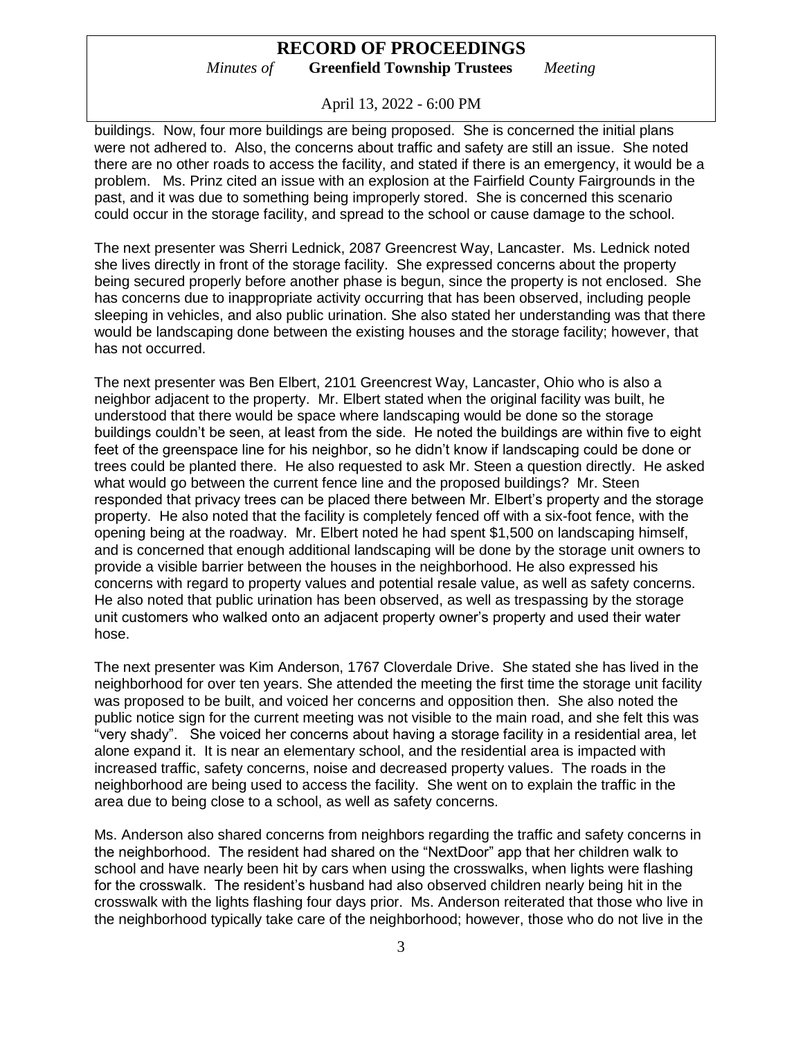buildings. Now, four more buildings are being proposed. She is concerned the initial plans were not adhered to. Also, the concerns about traffic and safety are still an issue. She noted there are no other roads to access the facility, and stated if there is an emergency, it would be a problem. Ms. Prinz cited an issue with an explosion at the Fairfield County Fairgrounds in the past, and it was due to something being improperly stored. She is concerned this scenario could occur in the storage facility, and spread to the school or cause damage to the school.

The next presenter was Sherri Lednick, 2087 Greencrest Way, Lancaster. Ms. Lednick noted she lives directly in front of the storage facility. She expressed concerns about the property being secured properly before another phase is begun, since the property is not enclosed. She has concerns due to inappropriate activity occurring that has been observed, including people sleeping in vehicles, and also public urination. She also stated her understanding was that there would be landscaping done between the existing houses and the storage facility; however, that has not occurred.

The next presenter was Ben Elbert, 2101 Greencrest Way, Lancaster, Ohio who is also a neighbor adjacent to the property. Mr. Elbert stated when the original facility was built, he understood that there would be space where landscaping would be done so the storage buildings couldn't be seen, at least from the side. He noted the buildings are within five to eight feet of the greenspace line for his neighbor, so he didn't know if landscaping could be done or trees could be planted there. He also requested to ask Mr. Steen a question directly. He asked what would go between the current fence line and the proposed buildings? Mr. Steen responded that privacy trees can be placed there between Mr. Elbert's property and the storage property. He also noted that the facility is completely fenced off with a six-foot fence, with the opening being at the roadway. Mr. Elbert noted he had spent $1,500 on landscaping himself, and is concerned that enough additional landscaping will be done by the storage unit owners to provide a visible barrier between the houses in the neighborhood. He also expressed his concerns with regard to property values and potential resale value, as well as safety concerns. He also noted that public urination has been observed, as well as trespassing by the storage unit customers who walked onto an adjacent property owner's property and used their water hose.

The next presenter was Kim Anderson, 1767 Cloverdale Drive. She stated she has lived in the neighborhood for over ten years. She attended the meeting the first time the storage unit facility was proposed to be built, and voiced her concerns and opposition then. She also noted the public notice sign for the current meeting was not visible to the main road, and she felt this was "very shady". She voiced her concerns about having a storage facility in a residential area, let alone expand it. It is near an elementary school, and the residential area is impacted with increased traffic, safety concerns, noise and decreased property values. The roads in the neighborhood are being used to access the facility. She went on to explain the traffic in the area due to being close to a school, as well as safety concerns.

Ms. Anderson also shared concerns from neighbors regarding the traffic and safety concerns in the neighborhood. The resident had shared on the "NextDoor" app that her children walk to school and have nearly been hit by cars when using the crosswalks, when lights were flashing for the crosswalk. The resident's husband had also observed children nearly being hit in the crosswalk with the lights flashing four days prior. Ms. Anderson reiterated that those who live in the neighborhood typically take care of the neighborhood; however, those who do not live in the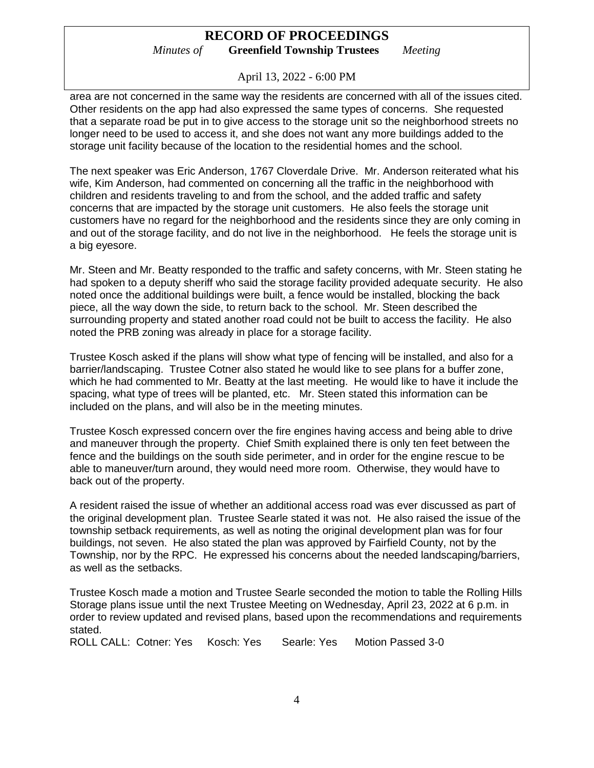area are not concerned in the same way the residents are concerned with all of the issues cited. Other residents on the app had also expressed the same types of concerns. She requested that a separate road be put in to give access to the storage unit so the neighborhood streets no longer need to be used to access it, and she does not want any more buildings added to the storage unit facility because of the location to the residential homes and the school.

The next speaker was Eric Anderson, 1767 Cloverdale Drive. Mr. Anderson reiterated what his wife, Kim Anderson, had commented on concerning all the traffic in the neighborhood with children and residents traveling to and from the school, and the added traffic and safety concerns that are impacted by the storage unit customers. He also feels the storage unit customers have no regard for the neighborhood and the residents since they are only coming in and out of the storage facility, and do not live in the neighborhood. He feels the storage unit is a big eyesore.

Mr. Steen and Mr. Beatty responded to the traffic and safety concerns, with Mr. Steen stating he had spoken to a deputy sheriff who said the storage facility provided adequate security. He also noted once the additional buildings were built, a fence would be installed, blocking the back piece, all the way down the side, to return back to the school. Mr. Steen described the surrounding property and stated another road could not be built to access the facility. He also noted the PRB zoning was already in place for a storage facility.

Trustee Kosch asked if the plans will show what type of fencing will be installed, and also for a barrier/landscaping. Trustee Cotner also stated he would like to see plans for a buffer zone, which he had commented to Mr. Beatty at the last meeting. He would like to have it include the spacing, what type of trees will be planted, etc. Mr. Steen stated this information can be included on the plans, and will also be in the meeting minutes.

Trustee Kosch expressed concern over the fire engines having access and being able to drive and maneuver through the property. Chief Smith explained there is only ten feet between the fence and the buildings on the south side perimeter, and in order for the engine rescue to be able to maneuver/turn around, they would need more room. Otherwise, they would have to back out of the property.

A resident raised the issue of whether an additional access road was ever discussed as part of the original development plan. Trustee Searle stated it was not. He also raised the issue of the township setback requirements, as well as noting the original development plan was for four buildings, not seven. He also stated the plan was approved by Fairfield County, not by the Township, nor by the RPC. He expressed his concerns about the needed landscaping/barriers, as well as the setbacks.

Trustee Kosch made a motion and Trustee Searle seconded the motion to table the Rolling Hills Storage plans issue until the next Trustee Meeting on Wednesday, April 23, 2022 at 6 p.m. in order to review updated and revised plans, based upon the recommendations and requirements stated.

ROLL CALL: Cotner: Yes Kosch: Yes Searle: Yes Motion Passed 3-0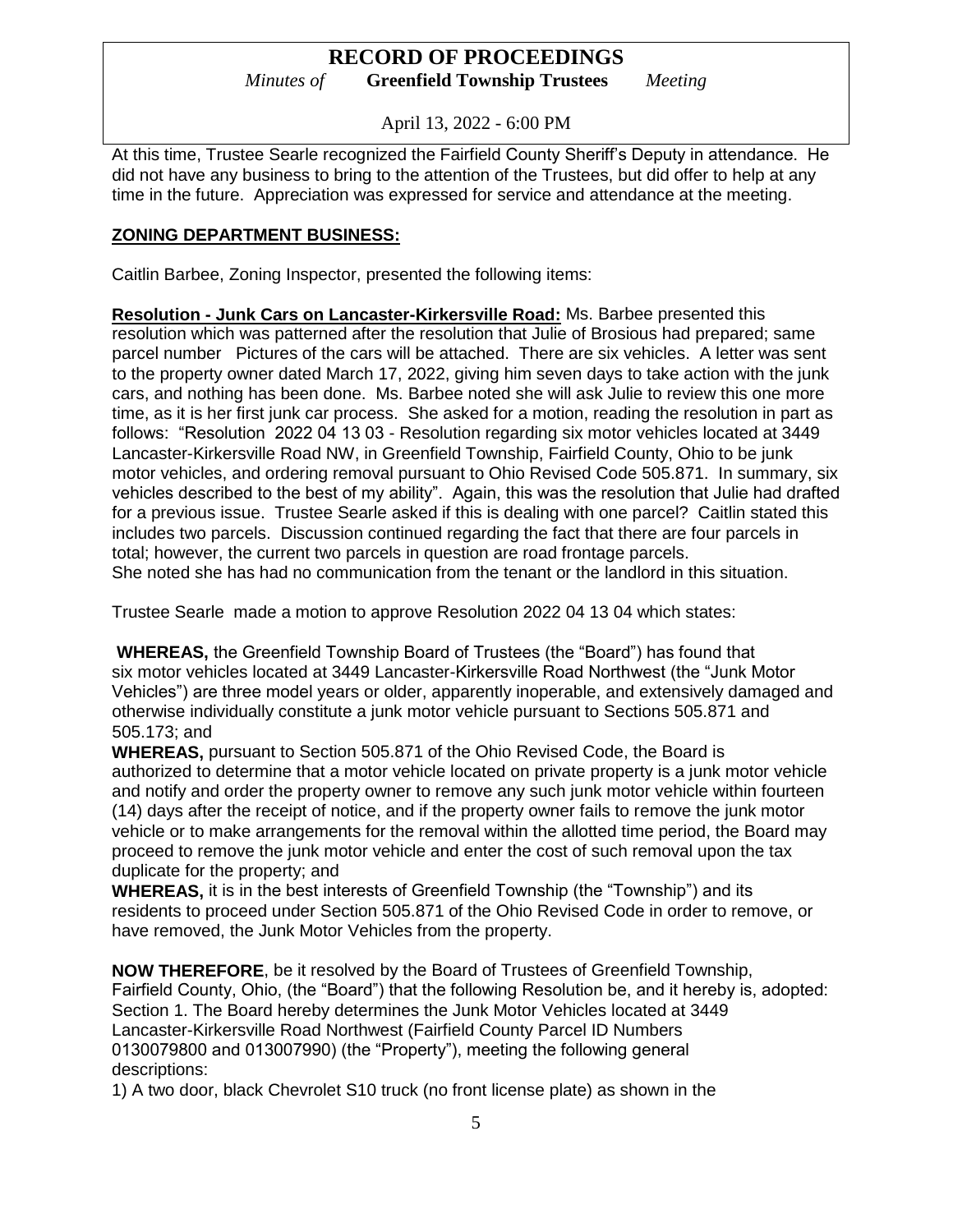At this time, Trustee Searle recognized the Fairfield County Sheriff's Deputy in attendance. He did not have any business to bring to the attention of the Trustees, but did offer to help at any time in the future. Appreciation was expressed for service and attendance at the meeting.

## ZONING DEPARTMENT BUSINESS:

Caitlin Barbee, Zoning Inspector, presented the following items:

**Resolution - Junk Cars on Lancaster-Kirkersville Road:** Ms. Barbee presented this resolution which was patterned after the resolution that Julie of Brosious had prepared; same parcel number Pictures of the cars will be attached. There are six vehicles. A letter was sent to the property owner dated March 17, 2022, giving him seven days to take action with the junk cars, and nothing has been done. Ms. Barbee noted she will ask Julie to review this one more time, as it is her first junk car process. She asked for a motion, reading the resolution in part as follows: "Resolution 2022 04 13 03 - Resolution regarding six motor vehicles located at 3449 Lancaster-Kirkersville Road NW, in Greenfield Township, Fairfield County, Ohio to be junk motor vehicles, and ordering removal pursuant to Ohio Revised Code 505.871. In summary, six vehicles described to the best of my ability". Again, this was the resolution that Julie had drafted for a previous issue. Trustee Searle asked if this is dealing with one parcel? Caitlin stated this includes two parcels. Discussion continued regarding the fact that there are four parcels in total; however, the current two parcels in question are road frontage parcels.
She noted she has had no communication from the tenant or the landlord in this situation.

Trustee Searle made a motion to approve Resolution 2022 04 13 04 which states:

**WHEREAS,** the Greenfield Township Board of Trustees (the "Board") has found that six motor vehicles located at 3449 Lancaster-Kirkersville Road Northwest (the "Junk Motor Vehicles") are three model years or older, apparently inoperable, and extensively damaged and otherwise individually constitute a junk motor vehicle pursuant to Sections 505.871 and 505.173; and
**WHEREAS,** pursuant to Section 505.871 of the Ohio Revised Code, the Board is authorized to determine that a motor vehicle located on private property is a junk motor vehicle and notify and order the property owner to remove any such junk motor vehicle within fourteen (14) days after the receipt of notice, and if the property owner fails to remove the junk motor vehicle or to make arrangements for the removal within the allotted time period, the Board may proceed to remove the junk motor vehicle and enter the cost of such removal upon the tax duplicate for the property; and
**WHEREAS,** it is in the best interests of Greenfield Township (the "Township") and its residents to proceed under Section 505.871 of the Ohio Revised Code in order to remove, or have removed, the Junk Motor Vehicles from the property.

**NOW THEREFORE**, be it resolved by the Board of Trustees of Greenfield Township, Fairfield County, Ohio, (the "Board") that the following Resolution be, and it hereby is, adopted:
Section 1. The Board hereby determines the Junk Motor Vehicles located at 3449 Lancaster-Kirkersville Road Northwest (Fairfield County Parcel ID Numbers 0130079800 and 013007990) (the "Property"), meeting the following general descriptions:
1) A two door, black Chevrolet S10 truck (no front license plate) as shown in the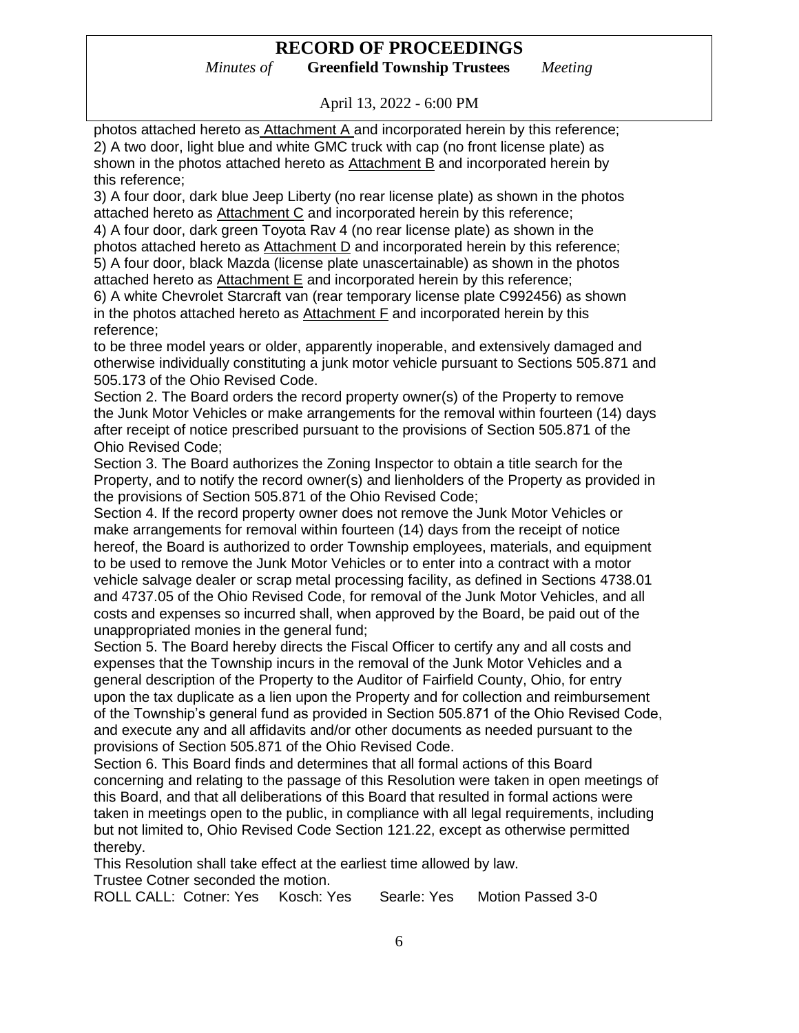photos attached hereto as Attachment A and incorporated herein by this reference;
2) A two door, light blue and white GMC truck with cap (no front license plate) as shown in the photos attached hereto as Attachment B and incorporated herein by this reference;
3) A four door, dark blue Jeep Liberty (no rear license plate) as shown in the photos attached hereto as Attachment C and incorporated herein by this reference;
4) A four door, dark green Toyota Rav 4 (no rear license plate) as shown in the photos attached hereto as Attachment D and incorporated herein by this reference;
5) A four door, black Mazda (license plate unascertainable) as shown in the photos attached hereto as Attachment E and incorporated herein by this reference;
6) A white Chevrolet Starcraft van (rear temporary license plate C992456) as shown in the photos attached hereto as Attachment F and incorporated herein by this reference;
to be three model years or older, apparently inoperable, and extensively damaged and otherwise individually constituting a junk motor vehicle pursuant to Sections 505.871 and 505.173 of the Ohio Revised Code.
Section 2. The Board orders the record property owner(s) of the Property to remove the Junk Motor Vehicles or make arrangements for the removal within fourteen (14) days after receipt of notice prescribed pursuant to the provisions of Section 505.871 of the Ohio Revised Code;
Section 3. The Board authorizes the Zoning Inspector to obtain a title search for the Property, and to notify the record owner(s) and lienholders of the Property as provided in the provisions of Section 505.871 of the Ohio Revised Code;
Section 4. If the record property owner does not remove the Junk Motor Vehicles or make arrangements for removal within fourteen (14) days from the receipt of notice hereof, the Board is authorized to order Township employees, materials, and equipment to be used to remove the Junk Motor Vehicles or to enter into a contract with a motor vehicle salvage dealer or scrap metal processing facility, as defined in Sections 4738.01 and 4737.05 of the Ohio Revised Code, for removal of the Junk Motor Vehicles, and all costs and expenses so incurred shall, when approved by the Board, be paid out of the unappropriated monies in the general fund;
Section 5. The Board hereby directs the Fiscal Officer to certify any and all costs and expenses that the Township incurs in the removal of the Junk Motor Vehicles and a general description of the Property to the Auditor of Fairfield County, Ohio, for entry upon the tax duplicate as a lien upon the Property and for collection and reimbursement of the Township's general fund as provided in Section 505.871 of the Ohio Revised Code, and execute any and all affidavits and/or other documents as needed pursuant to the provisions of Section 505.871 of the Ohio Revised Code.
Section 6. This Board finds and determines that all formal actions of this Board concerning and relating to the passage of this Resolution were taken in open meetings of this Board, and that all deliberations of this Board that resulted in formal actions were taken in meetings open to the public, in compliance with all legal requirements, including but not limited to, Ohio Revised Code Section 121.22, except as otherwise permitted thereby.
This Resolution shall take effect at the earliest time allowed by law.
Trustee Cotner seconded the motion.
ROLL CALL: Cotner: Yes Kosch: Yes Searle: Yes Motion Passed 3-0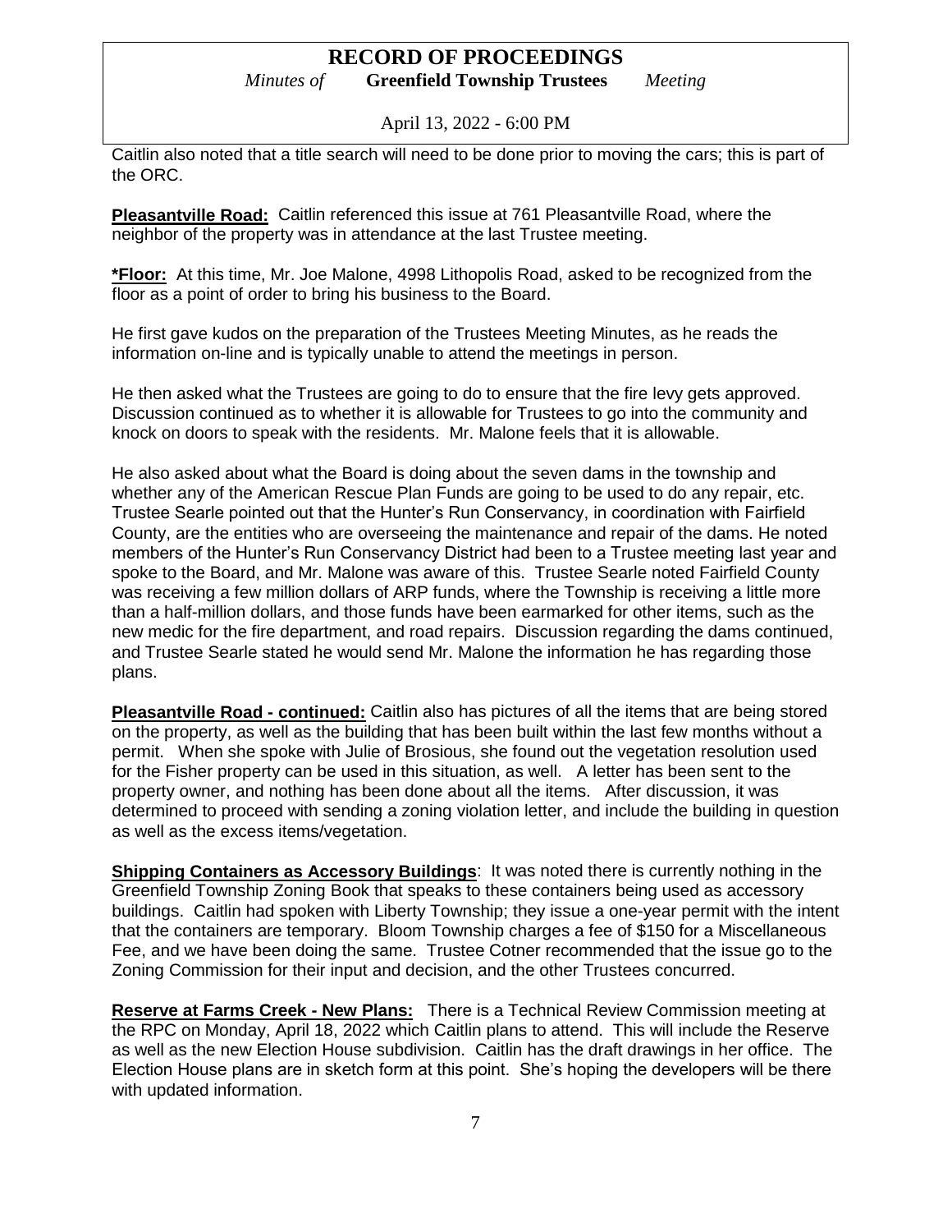Caitlin also noted that a title search will need to be done prior to moving the cars; this is part of the ORC.

**Pleasantville Road:** Caitlin referenced this issue at 761 Pleasantville Road, where the neighbor of the property was in attendance at the last Trustee meeting.

***Floor:** At this time, Mr. Joe Malone, 4998 Lithopolis Road, asked to be recognized from the floor as a point of order to bring his business to the Board.

He first gave kudos on the preparation of the Trustees Meeting Minutes, as he reads the information on-line and is typically unable to attend the meetings in person.

He then asked what the Trustees are going to do to ensure that the fire levy gets approved. Discussion continued as to whether it is allowable for Trustees to go into the community and knock on doors to speak with the residents. Mr. Malone feels that it is allowable.

He also asked about what the Board is doing about the seven dams in the township and whether any of the American Rescue Plan Funds are going to be used to do any repair, etc. Trustee Searle pointed out that the Hunter's Run Conservancy, in coordination with Fairfield County, are the entities who are overseeing the maintenance and repair of the dams. He noted members of the Hunter's Run Conservancy District had been to a Trustee meeting last year and spoke to the Board, and Mr. Malone was aware of this. Trustee Searle noted Fairfield County was receiving a few million dollars of ARP funds, where the Township is receiving a little more than a half-million dollars, and those funds have been earmarked for other items, such as the new medic for the fire department, and road repairs. Discussion regarding the dams continued, and Trustee Searle stated he would send Mr. Malone the information he has regarding those plans.

**Pleasantville Road - continued:** Caitlin also has pictures of all the items that are being stored on the property, as well as the building that has been built within the last few months without a permit. When she spoke with Julie of Brosious, she found out the vegetation resolution used for the Fisher property can be used in this situation, as well. A letter has been sent to the property owner, and nothing has been done about all the items. After discussion, it was determined to proceed with sending a zoning violation letter, and include the building in question as well as the excess items/vegetation.

**Shipping Containers as Accessory Buildings**: It was noted there is currently nothing in the Greenfield Township Zoning Book that speaks to these containers being used as accessory buildings. Caitlin had spoken with Liberty Township; they issue a one-year permit with the intent that the containers are temporary. Bloom Township charges a fee of $150 for a Miscellaneous Fee, and we have been doing the same. Trustee Cotner recommended that the issue go to the Zoning Commission for their input and decision, and the other Trustees concurred.

**Reserve at Farms Creek - New Plans:** There is a Technical Review Commission meeting at the RPC on Monday, April 18, 2022 which Caitlin plans to attend. This will include the Reserve as well as the new Election House subdivision. Caitlin has the draft drawings in her office. The Election House plans are in sketch form at this point. She's hoping the developers will be there with updated information.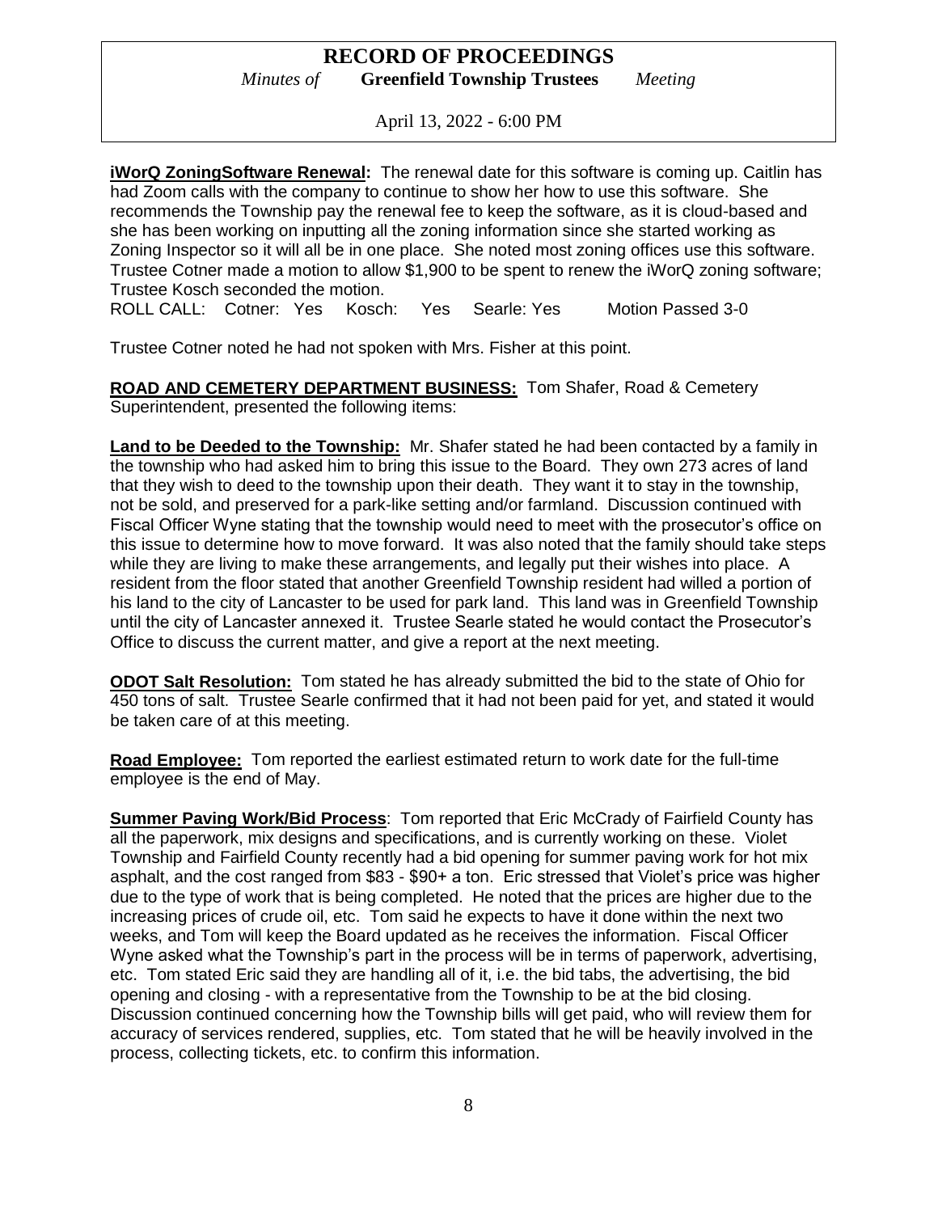**iWorQ ZoningSoftware Renewal:** The renewal date for this software is coming up. Caitlin has had Zoom calls with the company to continue to show her how to use this software. She recommends the Township pay the renewal fee to keep the software, as it is cloud-based and she has been working on inputting all the zoning information since she started working as Zoning Inspector so it will all be in one place. She noted most zoning offices use this software. Trustee Cotner made a motion to allow $1,900 to be spent to renew the iWorQ zoning software; Trustee Kosch seconded the motion.

ROLL CALL: Cotner: Yes Kosch: Yes Searle: Yes Motion Passed 3-0

Trustee Cotner noted he had not spoken with Mrs. Fisher at this point.

**ROAD AND CEMETERY DEPARTMENT BUSINESS:** Tom Shafer, Road & Cemetery Superintendent, presented the following items:

**Land to be Deeded to the Township:** Mr. Shafer stated he had been contacted by a family in the township who had asked him to bring this issue to the Board. They own 273 acres of land that they wish to deed to the township upon their death. They want it to stay in the township, not be sold, and preserved for a park-like setting and/or farmland. Discussion continued with Fiscal Officer Wyne stating that the township would need to meet with the prosecutor's office on this issue to determine how to move forward. It was also noted that the family should take steps while they are living to make these arrangements, and legally put their wishes into place. A resident from the floor stated that another Greenfield Township resident had willed a portion of his land to the city of Lancaster to be used for park land. This land was in Greenfield Township until the city of Lancaster annexed it. Trustee Searle stated he would contact the Prosecutor's Office to discuss the current matter, and give a report at the next meeting.

**ODOT Salt Resolution:** Tom stated he has already submitted the bid to the state of Ohio for 450 tons of salt. Trustee Searle confirmed that it had not been paid for yet, and stated it would be taken care of at this meeting.

**Road Employee:** Tom reported the earliest estimated return to work date for the full-time employee is the end of May.

**Summer Paving Work/Bid Process**: Tom reported that Eric McCrady of Fairfield County has all the paperwork, mix designs and specifications, and is currently working on these. Violet Township and Fairfield County recently had a bid opening for summer paving work for hot mix asphalt, and the cost ranged from $83 - $90+ a ton. Eric stressed that Violet's price was higher due to the type of work that is being completed. He noted that the prices are higher due to the increasing prices of crude oil, etc. Tom said he expects to have it done within the next two weeks, and Tom will keep the Board updated as he receives the information. Fiscal Officer Wyne asked what the Township's part in the process will be in terms of paperwork, advertising, etc. Tom stated Eric said they are handling all of it, i.e. the bid tabs, the advertising, the bid opening and closing - with a representative from the Township to be at the bid closing. Discussion continued concerning how the Township bills will get paid, who will review them for accuracy of services rendered, supplies, etc. Tom stated that he will be heavily involved in the process, collecting tickets, etc. to confirm this information.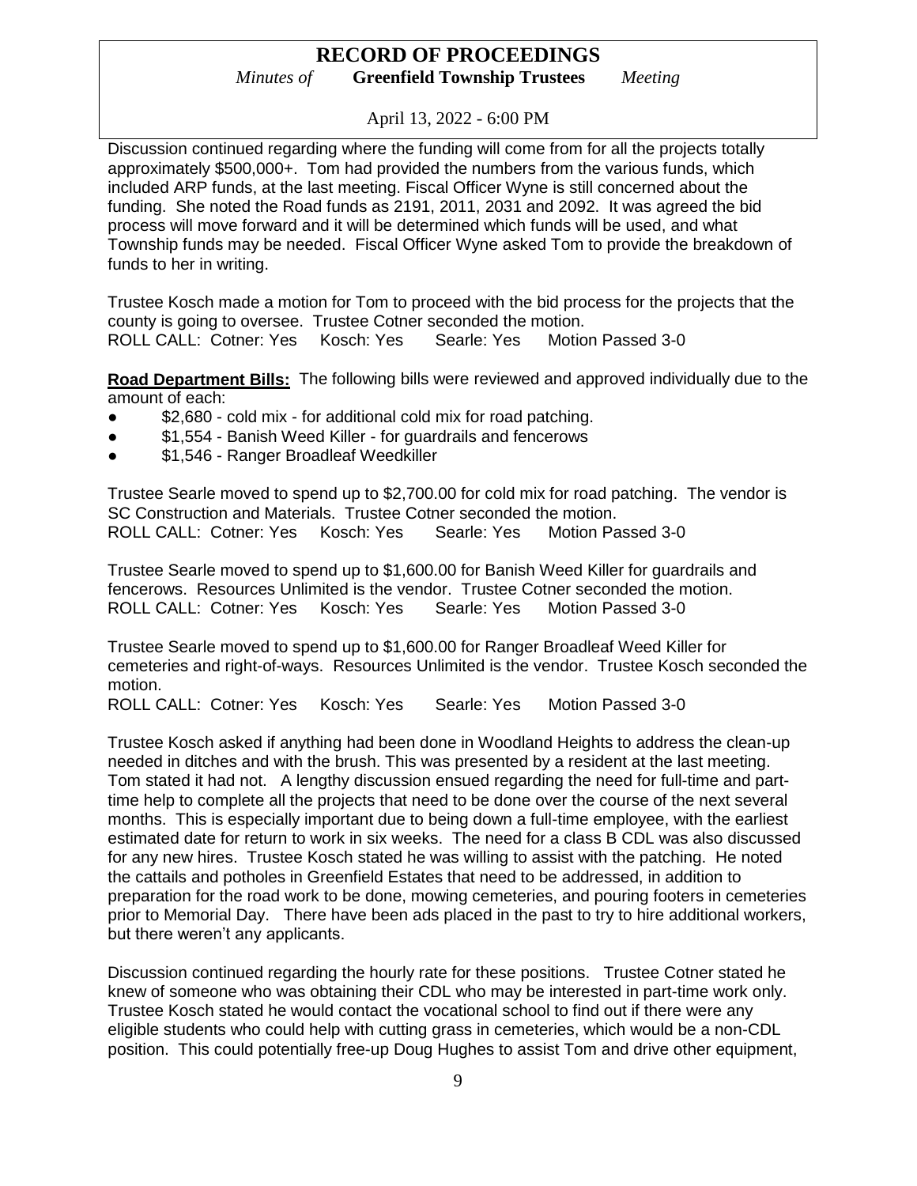Discussion continued regarding where the funding will come from for all the projects totally approximately $500,000+. Tom had provided the numbers from the various funds, which included ARP funds, at the last meeting. Fiscal Officer Wyne is still concerned about the funding. She noted the Road funds as 2191, 2011, 2031 and 2092. It was agreed the bid process will move forward and it will be determined which funds will be used, and what Township funds may be needed. Fiscal Officer Wyne asked Tom to provide the breakdown of funds to her in writing.

Trustee Kosch made a motion for Tom to proceed with the bid process for the projects that the county is going to oversee. Trustee Cotner seconded the motion.
ROLL CALL: Cotner: Yes Kosch: Yes Searle: Yes Motion Passed 3-0

**Road Department Bills:** The following bills were reviewed and approved individually due to the amount of each:

- $2,680 - cold mix - for additional cold mix for road patching.
- $1,554 - Banish Weed Killer - for guardrails and fencerows
- $1,546 - Ranger Broadleaf Weedkiller

Trustee Searle moved to spend up to $2,700.00 for cold mix for road patching. The vendor is SC Construction and Materials. Trustee Cotner seconded the motion.
ROLL CALL: Cotner: Yes Kosch: Yes Searle: Yes Motion Passed 3-0

Trustee Searle moved to spend up to $1,600.00 for Banish Weed Killer for guardrails and fencerows. Resources Unlimited is the vendor. Trustee Cotner seconded the motion.
ROLL CALL: Cotner: Yes Kosch: Yes Searle: Yes Motion Passed 3-0

Trustee Searle moved to spend up to $1,600.00 for Ranger Broadleaf Weed Killer for cemeteries and right-of-ways. Resources Unlimited is the vendor. Trustee Kosch seconded the motion.
ROLL CALL: Cotner: Yes Kosch: Yes Searle: Yes Motion Passed 3-0

Trustee Kosch asked if anything had been done in Woodland Heights to address the clean-up needed in ditches and with the brush. This was presented by a resident at the last meeting. Tom stated it had not. A lengthy discussion ensued regarding the need for full-time and part-time help to complete all the projects that need to be done over the course of the next several months. This is especially important due to being down a full-time employee, with the earliest estimated date for return to work in six weeks. The need for a class B CDL was also discussed for any new hires. Trustee Kosch stated he was willing to assist with the patching. He noted the cattails and potholes in Greenfield Estates that need to be addressed, in addition to preparation for the road work to be done, mowing cemeteries, and pouring footers in cemeteries prior to Memorial Day. There have been ads placed in the past to try to hire additional workers, but there weren't any applicants.

Discussion continued regarding the hourly rate for these positions. Trustee Cotner stated he knew of someone who was obtaining their CDL who may be interested in part-time work only. Trustee Kosch stated he would contact the vocational school to find out if there were any eligible students who could help with cutting grass in cemeteries, which would be a non-CDL position. This could potentially free-up Doug Hughes to assist Tom and drive other equipment,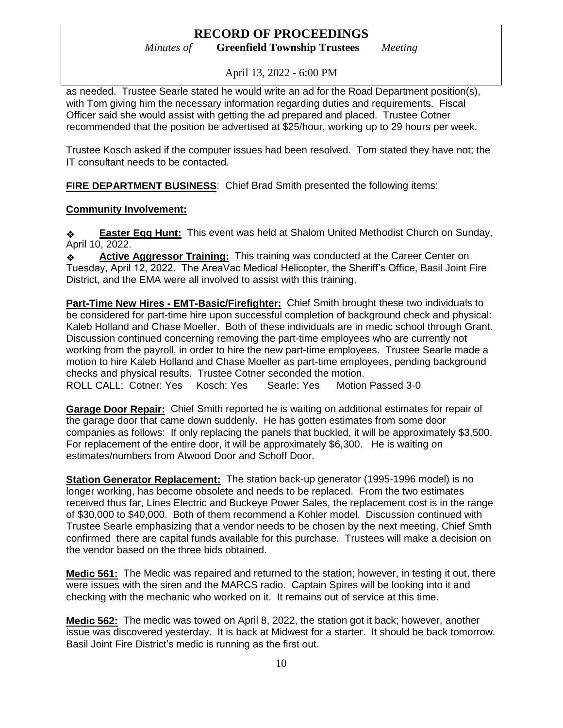as needed. Trustee Searle stated he would write an ad for the Road Department position(s), with Tom giving him the necessary information regarding duties and requirements. Fiscal Officer said she would assist with getting the ad prepared and placed. Trustee Cotner recommended that the position be advertised at $25/hour, working up to 29 hours per week.

Trustee Kosch asked if the computer issues had been resolved. Tom stated they have not; the IT consultant needs to be contacted.

**FIRE DEPARTMENT BUSINESS**: Chief Brad Smith presented the following items:

**Community Involvement:**

- **Easter Egg Hunt:** This event was held at Shalom United Methodist Church on Sunday, April 10, 2022.
- **Active Aggressor Training:** This training was conducted at the Career Center on Tuesday, April 12, 2022. The AreaVac Medical Helicopter, the Sheriff's Office, Basil Joint Fire District, and the EMA were all involved to assist with this training.

**Part-Time New Hires - EMT-Basic/Firefighter:** Chief Smith brought these two individuals to be considered for part-time hire upon successful completion of background check and physical: Kaleb Holland and Chase Moeller. Both of these individuals are in medic school through Grant. Discussion continued concerning removing the part-time employees who are currently not working from the payroll, in order to hire the new part-time employees. Trustee Searle made a motion to hire Kaleb Holland and Chase Moeller as part-time employees, pending background checks and physical results. Trustee Cotner seconded the motion.
ROLL CALL: Cotner: Yes Kosch: Yes Searle: Yes Motion Passed 3-0

**Garage Door Repair:** Chief Smith reported he is waiting on additional estimates for repair of the garage door that came down suddenly. He has gotten estimates from some door companies as follows: If only replacing the panels that buckled, it will be approximately $3,500. For replacement of the entire door, it will be approximately $6,300. He is waiting on estimates/numbers from Atwood Door and Schoff Door.

**Station Generator Replacement:** The station back-up generator (1995-1996 model) is no longer working, has become obsolete and needs to be replaced. From the two estimates received thus far, Lines Electric and Buckeye Power Sales, the replacement cost is in the range of $30,000 to $40,000. Both of them recommend a Kohler model. Discussion continued with Trustee Searle emphasizing that a vendor needs to be chosen by the next meeting. Chief Smth confirmed there are capital funds available for this purchase. Trustees will make a decision on the vendor based on the three bids obtained.

**Medic 561:** The Medic was repaired and returned to the station; however, in testing it out, there were issues with the siren and the MARCS radio. Captain Spires will be looking into it and checking with the mechanic who worked on it. It remains out of service at this time.

**Medic 562:** The medic was towed on April 8, 2022, the station got it back; however, another issue was discovered yesterday. It is back at Midwest for a starter. It should be back tomorrow. Basil Joint Fire District's medic is running as the first out.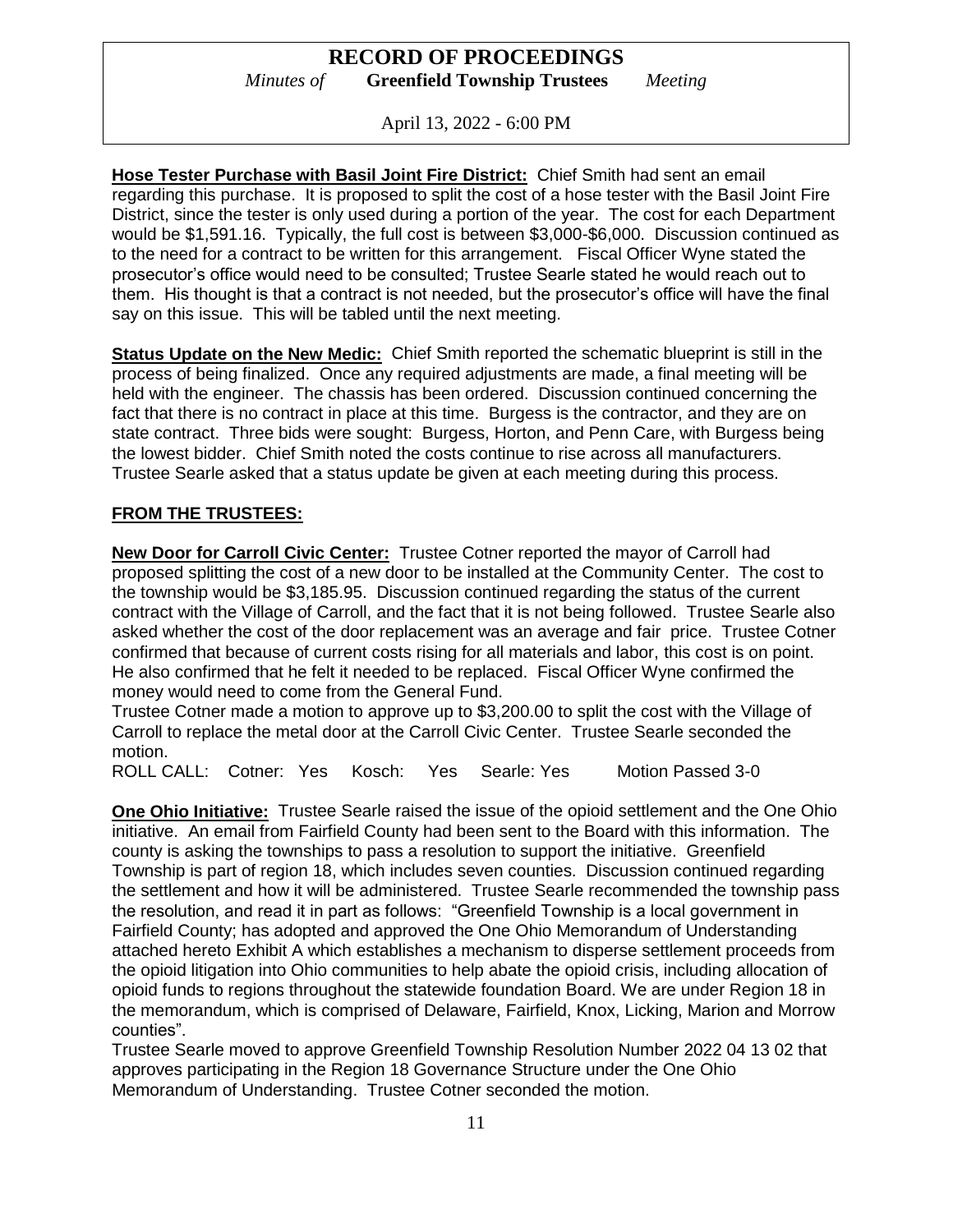**Hose Tester Purchase with Basil Joint Fire District:** Chief Smith had sent an email regarding this purchase. It is proposed to split the cost of a hose tester with the Basil Joint Fire District, since the tester is only used during a portion of the year. The cost for each Department would be $1,591.16. Typically, the full cost is between $3,000-$6,000. Discussion continued as to the need for a contract to be written for this arrangement. Fiscal Officer Wyne stated the prosecutor's office would need to be consulted; Trustee Searle stated he would reach out to them. His thought is that a contract is not needed, but the prosecutor's office will have the final say on this issue. This will be tabled until the next meeting.

**Status Update on the New Medic:** Chief Smith reported the schematic blueprint is still in the process of being finalized. Once any required adjustments are made, a final meeting will be held with the engineer. The chassis has been ordered. Discussion continued concerning the fact that there is no contract in place at this time. Burgess is the contractor, and they are on state contract. Three bids were sought: Burgess, Horton, and Penn Care, with Burgess being the lowest bidder. Chief Smith noted the costs continue to rise across all manufacturers. Trustee Searle asked that a status update be given at each meeting during this process.

**FROM THE TRUSTEES:**

**New Door for Carroll Civic Center:** Trustee Cotner reported the mayor of Carroll had proposed splitting the cost of a new door to be installed at the Community Center. The cost to the township would be $3,185.95. Discussion continued regarding the status of the current contract with the Village of Carroll, and the fact that it is not being followed. Trustee Searle also asked whether the cost of the door replacement was an average and fair price. Trustee Cotner confirmed that because of current costs rising for all materials and labor, this cost is on point. He also confirmed that he felt it needed to be replaced. Fiscal Officer Wyne confirmed the money would need to come from the General Fund.

Trustee Cotner made a motion to approve up to $3,200.00 to split the cost with the Village of Carroll to replace the metal door at the Carroll Civic Center. Trustee Searle seconded the motion.

ROLL CALL: Cotner: Yes Kosch: Yes Searle: Yes Motion Passed 3-0

**One Ohio Initiative:** Trustee Searle raised the issue of the opioid settlement and the One Ohio initiative. An email from Fairfield County had been sent to the Board with this information. The county is asking the townships to pass a resolution to support the initiative. Greenfield Township is part of region 18, which includes seven counties. Discussion continued regarding the settlement and how it will be administered. Trustee Searle recommended the township pass the resolution, and read it in part as follows: "Greenfield Township is a local government in Fairfield County; has adopted and approved the One Ohio Memorandum of Understanding attached hereto Exhibit A which establishes a mechanism to disperse settlement proceeds from the opioid litigation into Ohio communities to help abate the opioid crisis, including allocation of opioid funds to regions throughout the statewide foundation Board. We are under Region 18 in the memorandum, which is comprised of Delaware, Fairfield, Knox, Licking, Marion and Morrow counties".

Trustee Searle moved to approve Greenfield Township Resolution Number 2022 04 13 02 that approves participating in the Region 18 Governance Structure under the One Ohio Memorandum of Understanding. Trustee Cotner seconded the motion.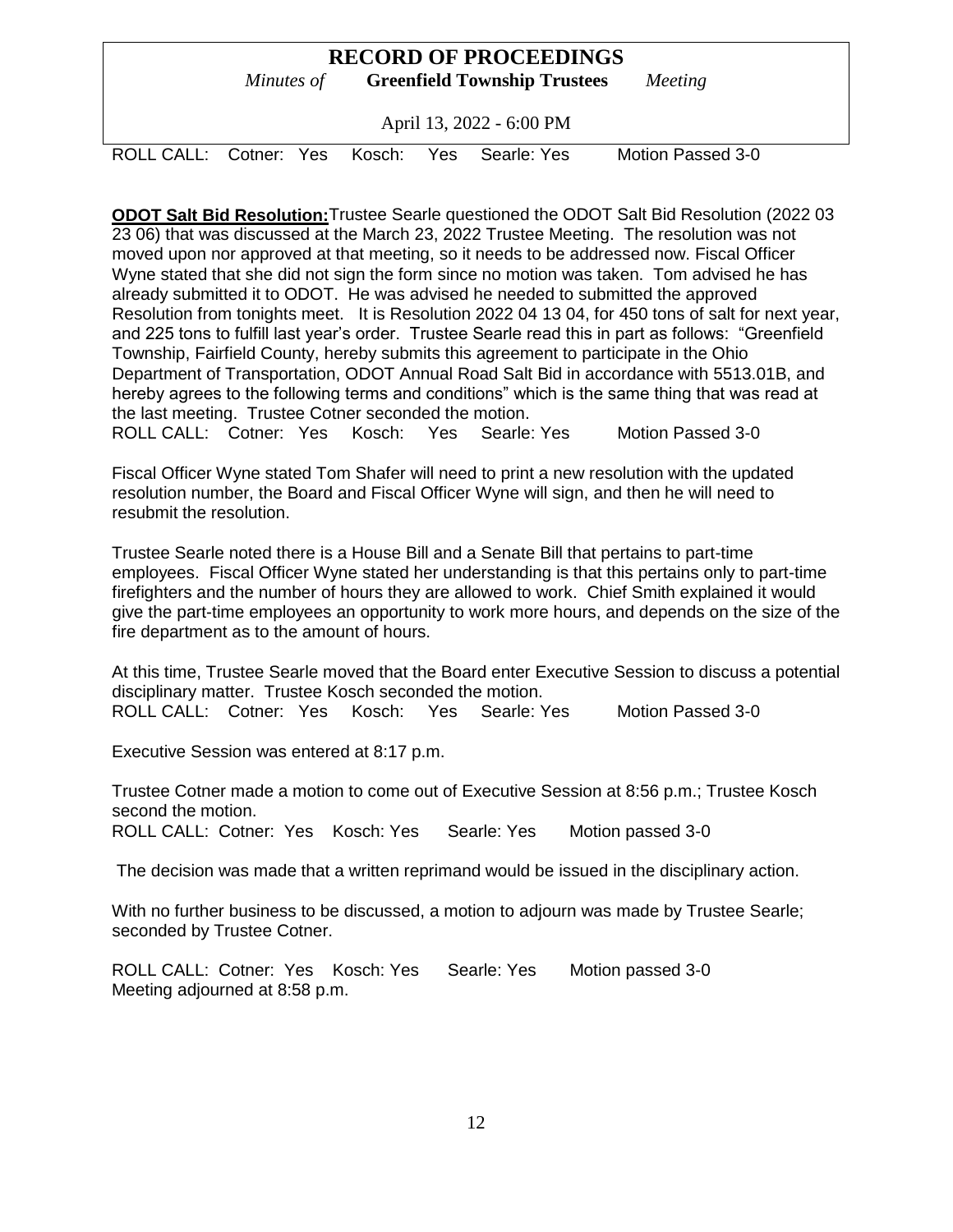ROLL CALL: Cotner: Yes Kosch: Yes Searle: Yes Motion Passed 3-0

**ODOT Salt Bid Resolution:** Trustee Searle questioned the ODOT Salt Bid Resolution (2022 03 23 06) that was discussed at the March 23, 2022 Trustee Meeting. The resolution was not moved upon nor approved at that meeting, so it needs to be addressed now. Fiscal Officer Wyne stated that she did not sign the form since no motion was taken. Tom advised he has already submitted it to ODOT. He was advised he needed to submitted the approved Resolution from tonights meet. It is Resolution 2022 04 13 04, for 450 tons of salt for next year, and 225 tons to fulfill last year's order. Trustee Searle read this in part as follows: "Greenfield Township, Fairfield County, hereby submits this agreement to participate in the Ohio Department of Transportation, ODOT Annual Road Salt Bid in accordance with 5513.01B, and hereby agrees to the following terms and conditions" which is the same thing that was read at the last meeting. Trustee Cotner seconded the motion.

ROLL CALL: Cotner: Yes Kosch: Yes Searle: Yes Motion Passed 3-0

Fiscal Officer Wyne stated Tom Shafer will need to print a new resolution with the updated resolution number, the Board and Fiscal Officer Wyne will sign, and then he will need to resubmit the resolution.

Trustee Searle noted there is a House Bill and a Senate Bill that pertains to part-time employees. Fiscal Officer Wyne stated her understanding is that this pertains only to part-time firefighters and the number of hours they are allowed to work. Chief Smith explained it would give the part-time employees an opportunity to work more hours, and depends on the size of the fire department as to the amount of hours.

At this time, Trustee Searle moved that the Board enter Executive Session to discuss a potential disciplinary matter. Trustee Kosch seconded the motion.

ROLL CALL: Cotner: Yes Kosch: Yes Searle: Yes Motion Passed 3-0

Executive Session was entered at 8:17 p.m.

Trustee Cotner made a motion to come out of Executive Session at 8:56 p.m.; Trustee Kosch second the motion.

ROLL CALL: Cotner: Yes Kosch: Yes Searle: Yes Motion passed 3-0

The decision was made that a written reprimand would be issued in the disciplinary action.

With no further business to be discussed, a motion to adjourn was made by Trustee Searle; seconded by Trustee Cotner.

ROLL CALL: Cotner: Yes Kosch: Yes Searle: Yes Motion passed 3-0

Meeting adjourned at 8:58 p.m.